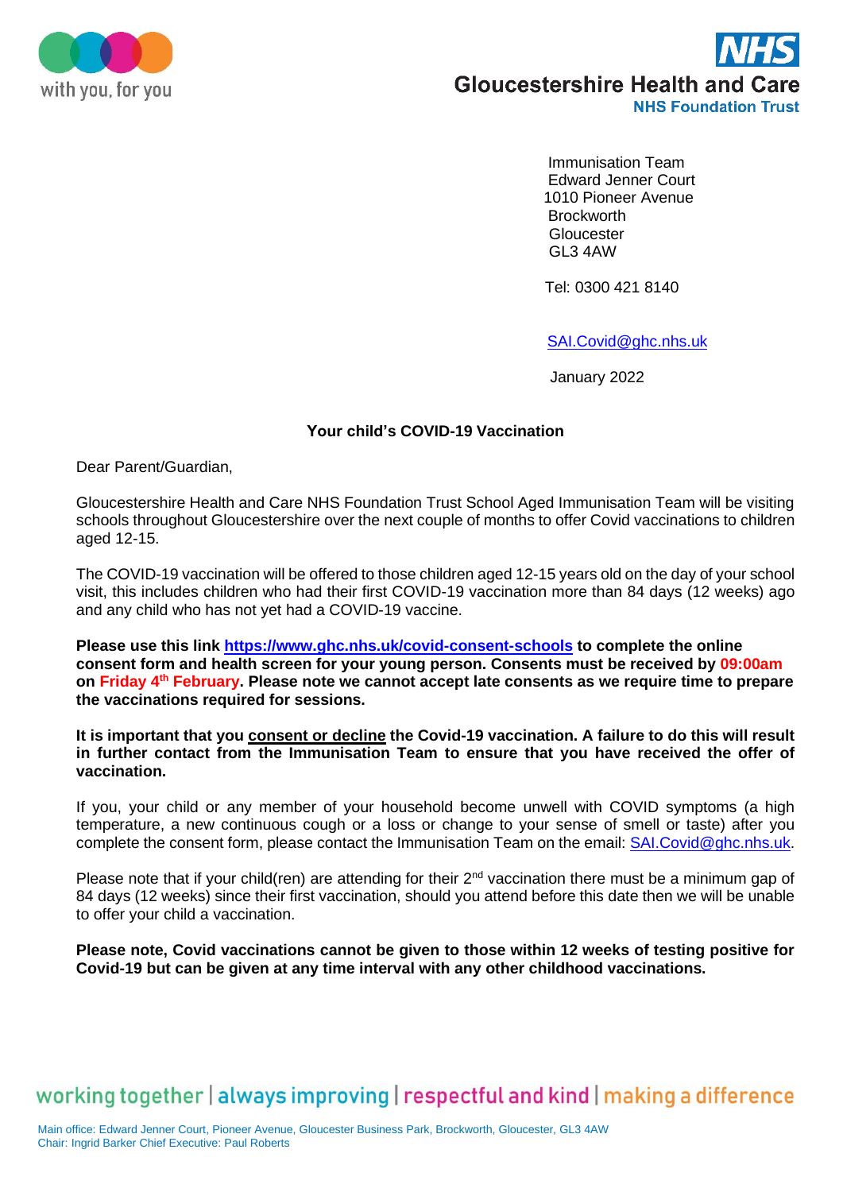with you, for you

**NHS**
**Gloucestershire Health and Care**
**NHS Foundation Trust**

Immunisation Team
Edward Jenner Court
1010 Pioneer Avenue
Brockworth
Gloucester
GL3 4AW

Tel: 0300 421 8140

SAI.Covid@ghc.nhs.uk

January 2022

**Your child's COVID-19 Vaccination**

Dear Parent/Guardian,

Gloucestershire Health and Care NHS Foundation Trust School Aged Immunisation Team will be visiting schools throughout Gloucestershire over the next couple of months to offer Covid vaccinations to children aged 12-15.

The COVID-19 vaccination will be offered to those children aged 12-15 years old on the day of your school visit, this includes children who had their first COVID-19 vaccination more than 84 days (12 weeks) ago and any child who has not yet had a COVID-19 vaccine.

**Please use this link https://www.ghc.nhs.uk/covid-consent-schools to complete the online consent form and health screen for your young person. Consents must be received by 09:00am on Friday 4th February. Please note we cannot accept late consents as we require time to prepare the vaccinations required for sessions.**

**It is important that you consent or decline the Covid-19 vaccination. A failure to do this will result in further contact from the Immunisation Team to ensure that you have received the offer of vaccination.**

If you, your child or any member of your household become unwell with COVID symptoms (a high temperature, a new continuous cough or a loss or change to your sense of smell or taste) after you complete the consent form, please contact the Immunisation Team on the email: SAI.Covid@ghc.nhs.uk.

Please note that if your child(ren) are attending for their 2nd vaccination there must be a minimum gap of 84 days (12 weeks) since their first vaccination, should you attend before this date then we will be unable to offer your child a vaccination.

**Please note, Covid vaccinations cannot be given to those within 12 weeks of testing positive for Covid-19 but can be given at any time interval with any other childhood vaccinations.**

working together | always improving | respectful and kind | making a difference

Main office: Edward Jenner Court, Pioneer Avenue, Gloucester Business Park, Brockworth, Gloucester, GL3 4AW
Chair: Ingrid Barker Chief Executive: Paul Roberts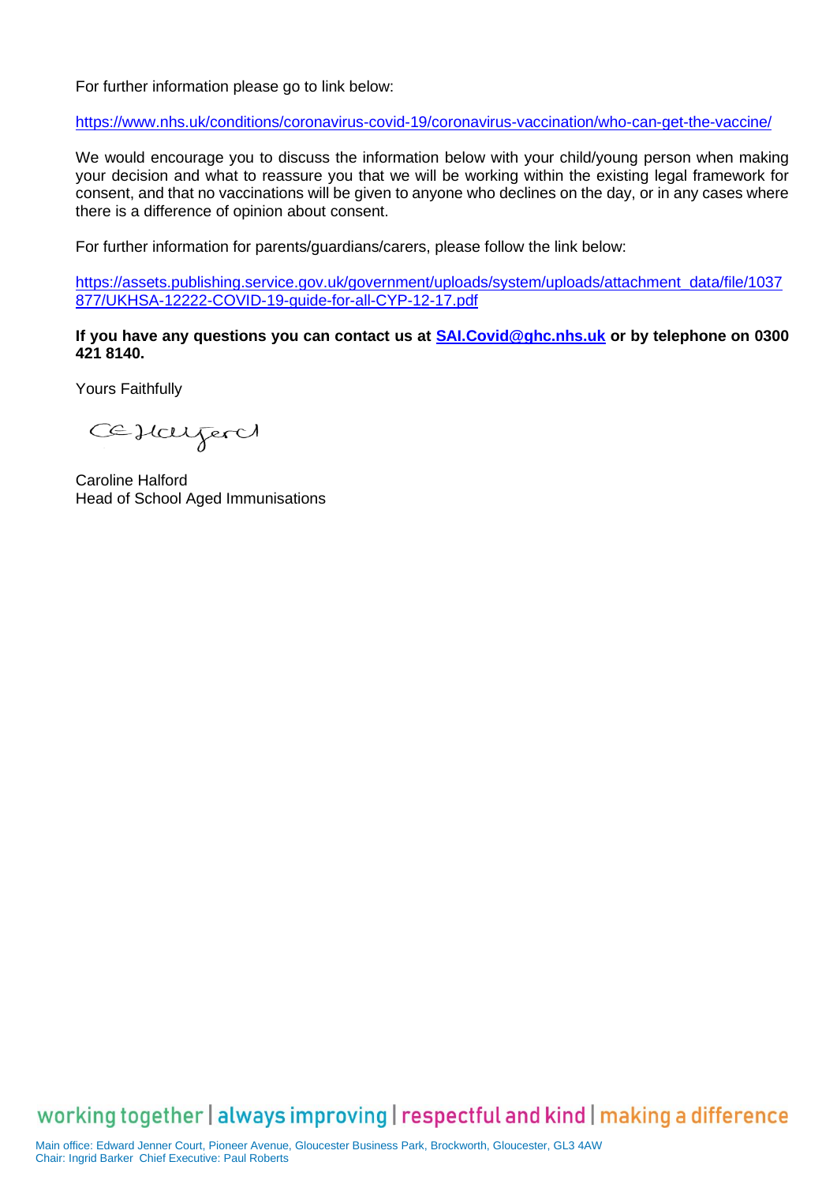For further information please go to link below:

https://www.nhs.uk/conditions/coronavirus-covid-19/coronavirus-vaccination/who-can-get-the-vaccine/

We would encourage you to discuss the information below with your child/young person when making your decision and what to reassure you that we will be working within the existing legal framework for consent, and that no vaccinations will be given to anyone who declines on the day, or in any cases where there is a difference of opinion about consent.

For further information for parents/guardians/carers, please follow the link below:

https://assets.publishing.service.gov.uk/government/uploads/system/uploads/attachment_data/file/1037877/UKHSA-12222-COVID-19-guide-for-all-CYP-12-17.pdf

**If you have any questions you can contact us at SAI.Covid@ghc.nhs.uk or by telephone on 0300 421 8140.**

Yours Faithfully

Caroline Halford
Head of School Aged Immunisations

working together | always improving | respectful and kind | making a difference

Main office: Edward Jenner Court, Pioneer Avenue, Gloucester Business Park, Brockworth, Gloucester, GL3 4AW
Chair: Ingrid Barker Chief Executive: Paul Roberts